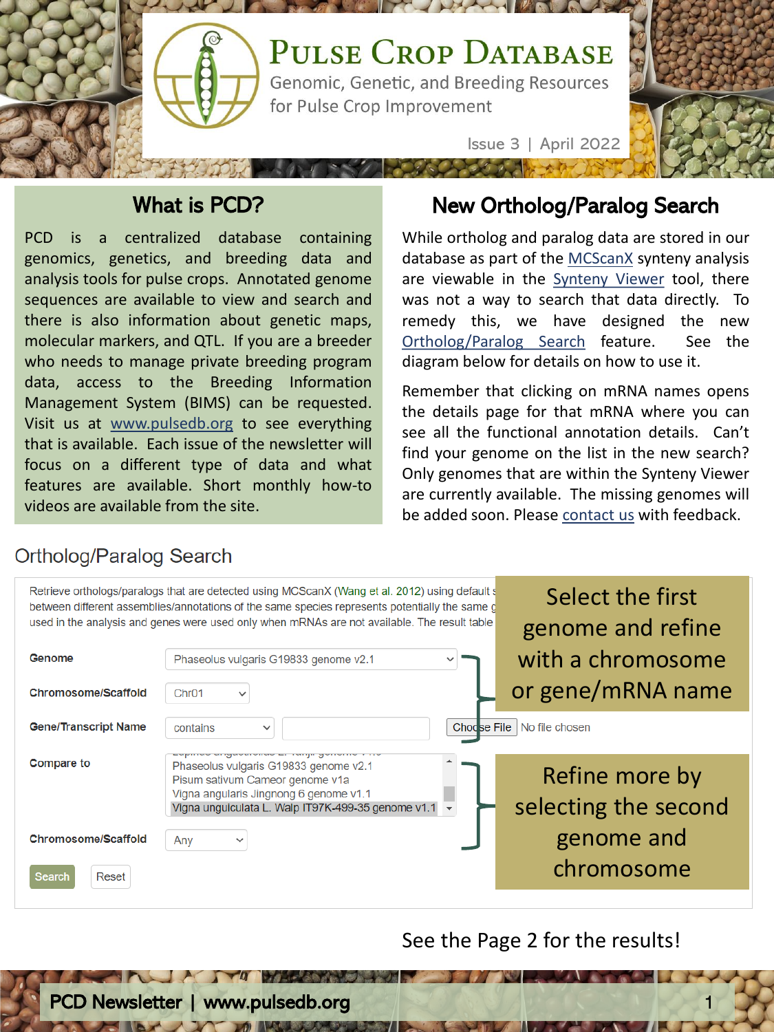# Pulse Crop Database

Genomic, Genetic, and Breeding Resources for Pulse Crop Improvement

Issue 3 | April 2022

## What is PCD?

PCD is a centralized database containing genomics, genetics, and breeding data and analysis tools for pulse crops. Annotated genome sequences are available to view and search and there is also information about genetic maps, molecular markers, and QTL. If you are a breeder who needs to manage private breeding program data, access to the Breeding Information Management System (BIMS) can be requested. Visit us at www.pulsedb.org to see everything that is available. Each issue of the newsletter will focus on a different type of data and what features are available. Short monthly how-to videos are available from the site.

## New Ortholog/Paralog Search

While ortholog and paralog data are stored in our database as part of the MCScanX synteny analysis are viewable in the Synteny Viewer tool, there was not a way to search that data directly. To remedy this, we have designed the new Ortholog/Paralog Search feature. See the diagram below for details on how to use it.

Remember that clicking on mRNA names opens the details page for that mRNA where you can see all the functional annotation details. Can't find your genome on the list in the new search? Only genomes that are within the Synteny Viewer are currently available. The missing genomes will be added soon. Please contact us with feedback.

### Ortholog/Paralog Search

Retrieve orthologs/paralogs that are detected using MCScanX (Wang et al. 2012) using default s... between different assemblies/annotations of the same species represents potentially the same g... used in the analysis and genes were used only when mRNAs are not available. The result table...

- **Genome**: Phaseolus vulgaris G19833 genome v2.1
- **Chromosome/Scaffold**: Chr01
- **Gene/Transcript Name**: contains [ ] Choose File — No file chosen

*Select the first genome and refine with a chromosome or gene/mRNA name*

- **Compare to**:
  - Phaseolus vulgaris G19833 genome v2.1
  - Pisum sativum Cameor genome v1a
  - Vigna angularis Jingnong 6 genome v1.1
  - Vigna unguiculata L. Walp IT97K-499-35 genome v1.1
- **Chromosome/Scaffold**: Any

*Refine more by selecting the second genome and chromosome*

Search | Reset

See the Page 2 for the results!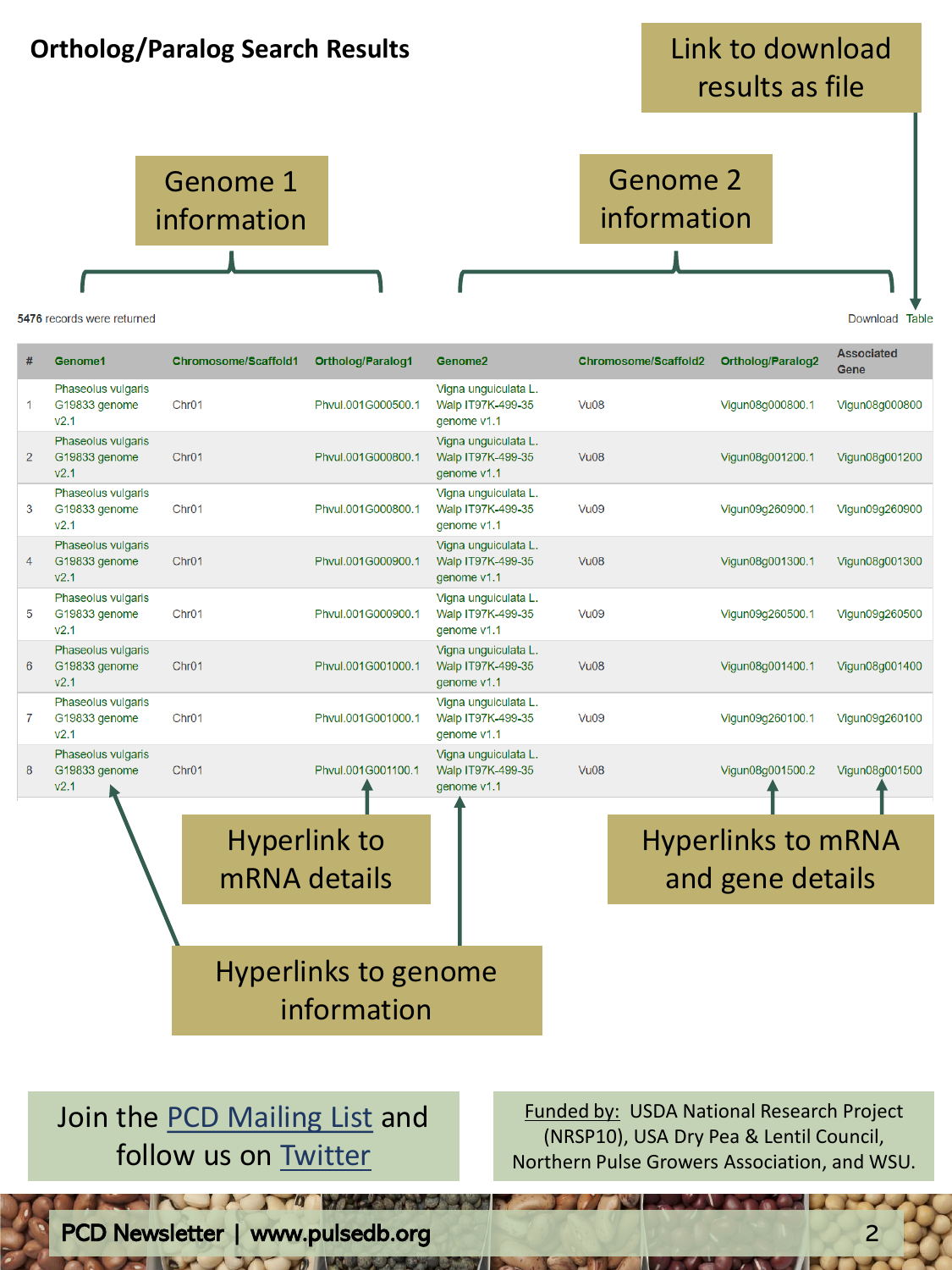## Ortholog/Paralog Search Results

Link to download results as file

Genome 1 information

Genome 2 information

5476 records were returned

Download Table

| # | Genome1 | Chromosome/Scaffold1 | Ortholog/Paralog1 | Genome2 | Chromosome/Scaffold2 | Ortholog/Paralog2 | Associated Gene |
|---|---|---|---|---|---|---|---|
| 1 | Phaseolus vulgaris G19833 genome v2.1 | Chr01 | Phvul.001G000500.1 | Vigna unguiculata L. Walp IT97K-499-35 genome v1.1 | Vu08 | Vigun08g000800.1 | Vigun08g000800 |
| 2 | Phaseolus vulgaris G19833 genome v2.1 | Chr01 | Phvul.001G000800.1 | Vigna unguiculata L. Walp IT97K-499-35 genome v1.1 | Vu08 | Vigun08g001200.1 | Vigun08g001200 |
| 3 | Phaseolus vulgaris G19833 genome v2.1 | Chr01 | Phvul.001G000800.1 | Vigna unguiculata L. Walp IT97K-499-35 genome v1.1 | Vu09 | Vigun09g260900.1 | Vigun09g260900 |
| 4 | Phaseolus vulgaris G19833 genome v2.1 | Chr01 | Phvul.001G000900.1 | Vigna unguiculata L. Walp IT97K-499-35 genome v1.1 | Vu08 | Vigun08g001300.1 | Vigun08g001300 |
| 5 | Phaseolus vulgaris G19833 genome v2.1 | Chr01 | Phvul.001G000900.1 | Vigna unguiculata L. Walp IT97K-499-35 genome v1.1 | Vu09 | Vigun09g260500.1 | Vigun09g260500 |
| 6 | Phaseolus vulgaris G19833 genome v2.1 | Chr01 | Phvul.001G001000.1 | Vigna unguiculata L. Walp IT97K-499-35 genome v1.1 | Vu08 | Vigun08g001400.1 | Vigun08g001400 |
| 7 | Phaseolus vulgaris G19833 genome v2.1 | Chr01 | Phvul.001G001000.1 | Vigna unguiculata L. Walp IT97K-499-35 genome v1.1 | Vu09 | Vigun09g260100.1 | Vigun09g260100 |
| 8 | Phaseolus vulgaris G19833 genome v2.1 | Chr01 | Phvul.001G001100.1 | Vigna unguiculata L. Walp IT97K-499-35 genome v1.1 | Vu08 | Vigun08g001500.2 | Vigun08g001500 |

Hyperlink to mRNA details

Hyperlinks to mRNA and gene details

Hyperlinks to genome information

Join the PCD Mailing List and follow us on Twitter

Funded by: USDA National Research Project (NRSP10), USA Dry Pea & Lentil Council, Northern Pulse Growers Association, and WSU.